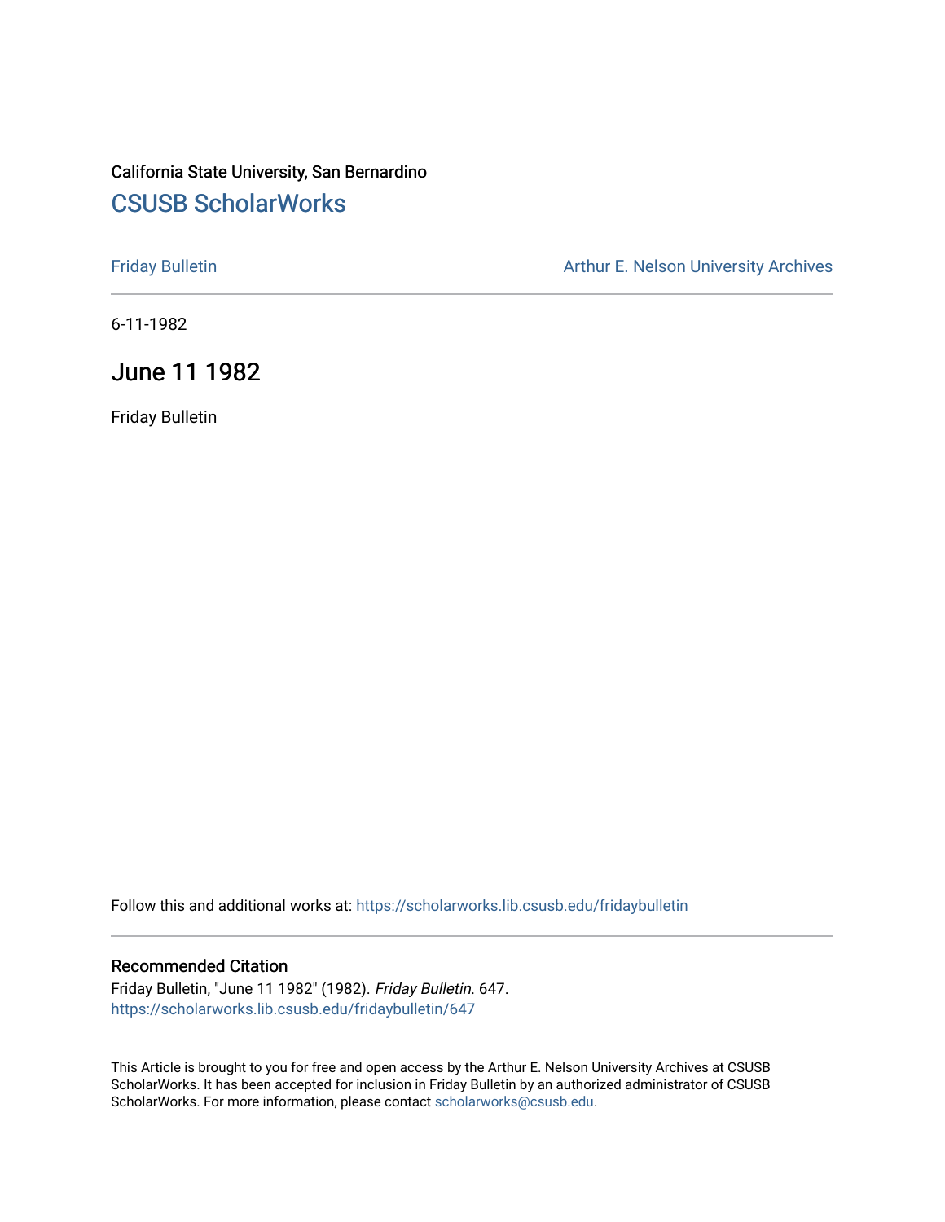California State University, San Bernardino

# CSUSB ScholarWorks

Friday Bulletin

Arthur E. Nelson University Archives

6-11-1982

## June 11 1982

Friday Bulletin

Follow this and additional works at: https://scholarworks.lib.csusb.edu/fridaybulletin

### Recommended Citation

Friday Bulletin, "June 11 1982" (1982). *Friday Bulletin*. 647.
https://scholarworks.lib.csusb.edu/fridaybulletin/647

This Article is brought to you for free and open access by the Arthur E. Nelson University Archives at CSUSB ScholarWorks. It has been accepted for inclusion in Friday Bulletin by an authorized administrator of CSUSB ScholarWorks. For more information, please contact scholarworks@csusb.edu.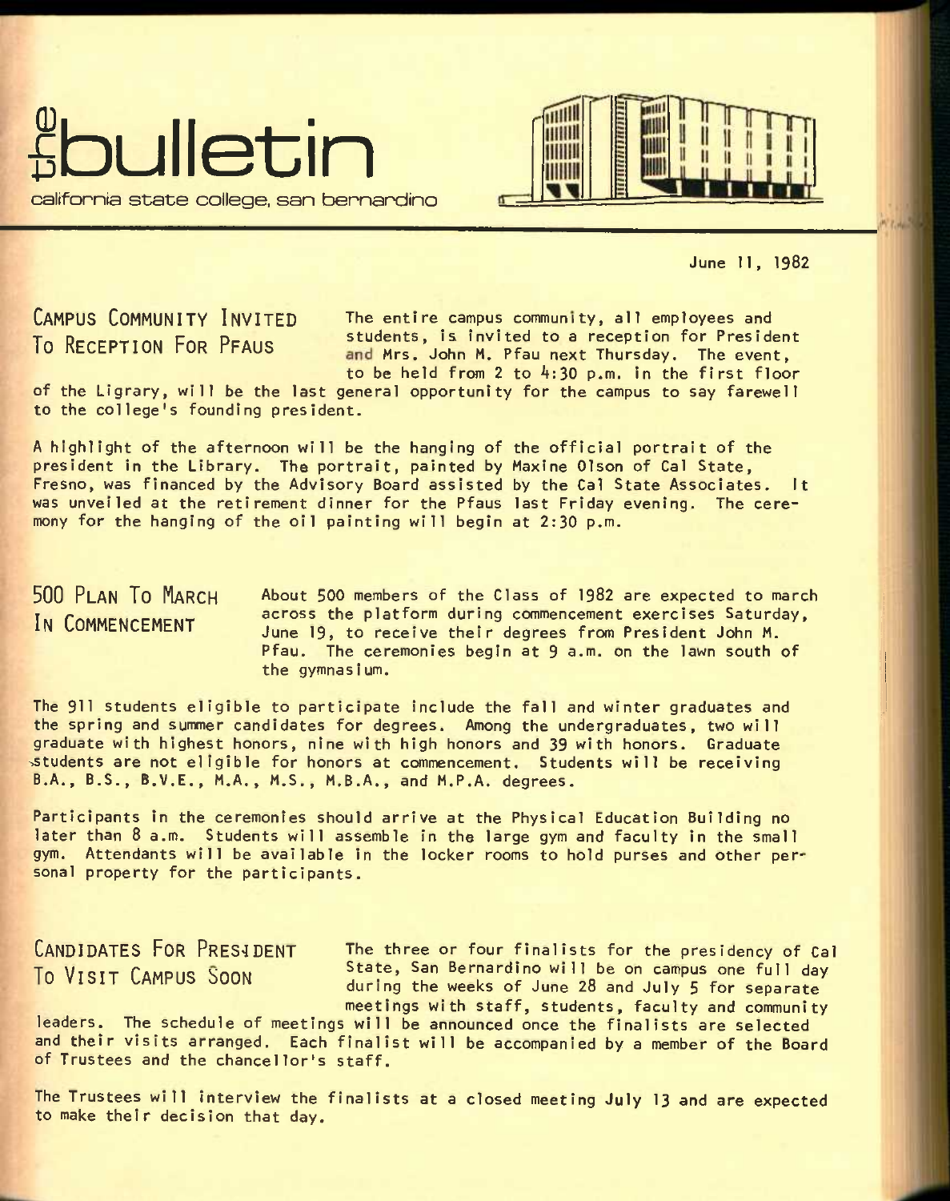# the bulletin

california state college, san bernardino

June 11, 1982

## CAMPUS COMMUNITY INVITED TO RECEPTION FOR PFAUS

The entire campus community, all employees and students, is invited to a reception for President and Mrs. John M. Pfau next Thursday. The event, to be held from 2 to 4:30 p.m. in the first floor of the Ligrary, will be the last general opportunity for the campus to say farewell to the college's founding president.

A highlight of the afternoon will be the hanging of the official portrait of the president in the Library. The portrait, painted by Maxine Olson of Cal State, Fresno, was financed by the Advisory Board assisted by the Cal State Associates. It was unveiled at the retirement dinner for the Pfaus last Friday evening. The ceremony for the hanging of the oil painting will begin at 2:30 p.m.

## 500 PLAN TO MARCH IN COMMENCEMENT

About 500 members of the Class of 1982 are expected to march across the platform during commencement exercises Saturday, June 19, to receive their degrees from President John M. Pfau. The ceremonies begin at 9 a.m. on the lawn south of the gymnasium.

The 911 students eligible to participate include the fall and winter graduates and the spring and summer candidates for degrees. Among the undergraduates, two will graduate with highest honors, nine with high honors and 39 with honors. Graduate students are not eligible for honors at commencement. Students will be receiving B.A., B.S., B.V.E., M.A., M.S., M.B.A., and M.P.A. degrees.

Participants in the ceremonies should arrive at the Physical Education Building no later than 8 a.m. Students will assemble in the large gym and faculty in the small gym. Attendants will be available in the locker rooms to hold purses and other personal property for the participants.

## CANDIDATES FOR PRESIDENT TO VISIT CAMPUS SOON

The three or four finalists for the presidency of Cal State, San Bernardino will be on campus one full day during the weeks of June 28 and July 5 for separate meetings with staff, students, faculty and community leaders. The schedule of meetings will be announced once the finalists are selected and their visits arranged. Each finalist will be accompanied by a member of the Board of Trustees and the chancellor's staff.

The Trustees will interview the finalists at a closed meeting July 13 and are expected to make their decision that day.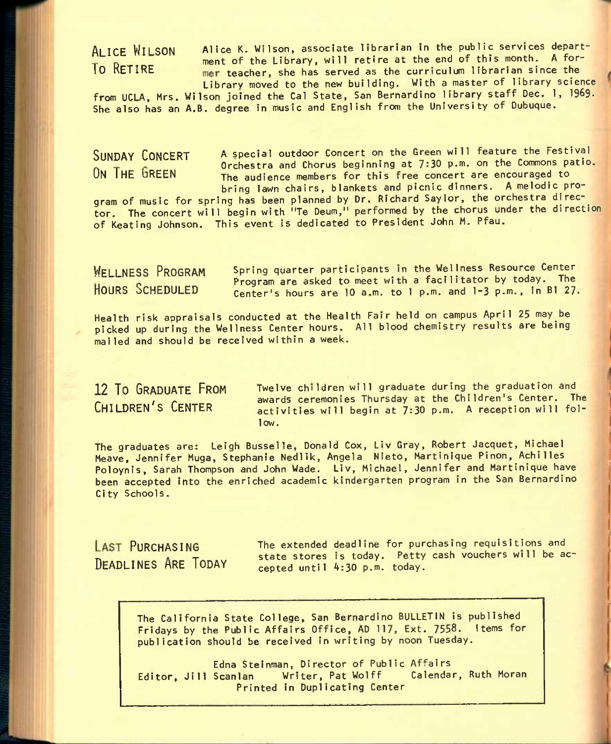## Alice Wilson To Retire

Alice K. Wilson, associate librarian in the public services department of the Library, will retire at the end of this month. A former teacher, she has served as the curriculum librarian since the Library moved to the new building. With a master of library science from UCLA, Mrs. Wilson joined the Cal State, San Bernardino library staff Dec. 1, 1969. She also has an A.B. degree in music and English from the University of Dubuque.

## Sunday Concert On The Green

A special outdoor Concert on the Green will feature the Festival Orchestra and Chorus beginning at 7:30 p.m. on the Commons patio. The audience members for this free concert are encouraged to bring lawn chairs, blankets and picnic dinners. A melodic program of music for spring has been planned by Dr. Richard Saylor, the orchestra director. The concert will begin with "Te Deum," performed by the chorus under the direction of Keating Johnson. This event is dedicated to President John M. Pfau.

## Wellness Program Hours Scheduled

Spring quarter participants in the Wellness Resource Center Program are asked to meet with a facilitator by today. The Center's hours are 10 a.m. to 1 p.m. and 1-3 p.m., in BI 27.

Health risk appraisals conducted at the Health Fair held on campus April 25 may be picked up during the Wellness Center hours. All blood chemistry results are being mailed and should be received within a week.

## 12 To Graduate From Children's Center

Twelve children will graduate during the graduation and awards ceremonies Thursday at the Children's Center. The activities will begin at 7:30 p.m. A reception will follow.

The graduates are: Leigh Busselle, Donald Cox, Liv Gray, Robert Jacquet, Michael Meave, Jennifer Muga, Stephanie Nedlik, Angela Nieto, Martinique Pinon, Achilles Poloynis, Sarah Thompson and John Wade. Liv, Michael, Jennifer and Martinique have been accepted into the enriched academic kindergarten program in the San Bernardino City Schools.

## Last Purchasing Deadlines Are Today

The extended deadline for purchasing requisitions and state stores is today. Petty cash vouchers will be accepted until 4:30 p.m. today.

---

The California State College, San Bernardino BULLETIN is published Fridays by the Public Affairs Office, AD 117, Ext. 7558. Items for publication should be received in writing by noon Tuesday.

Edna Steinman, Director of Public Affairs
Editor, Jill Scanlan   Writer, Pat Wolff   Calendar, Ruth Moran
Printed in Duplicating Center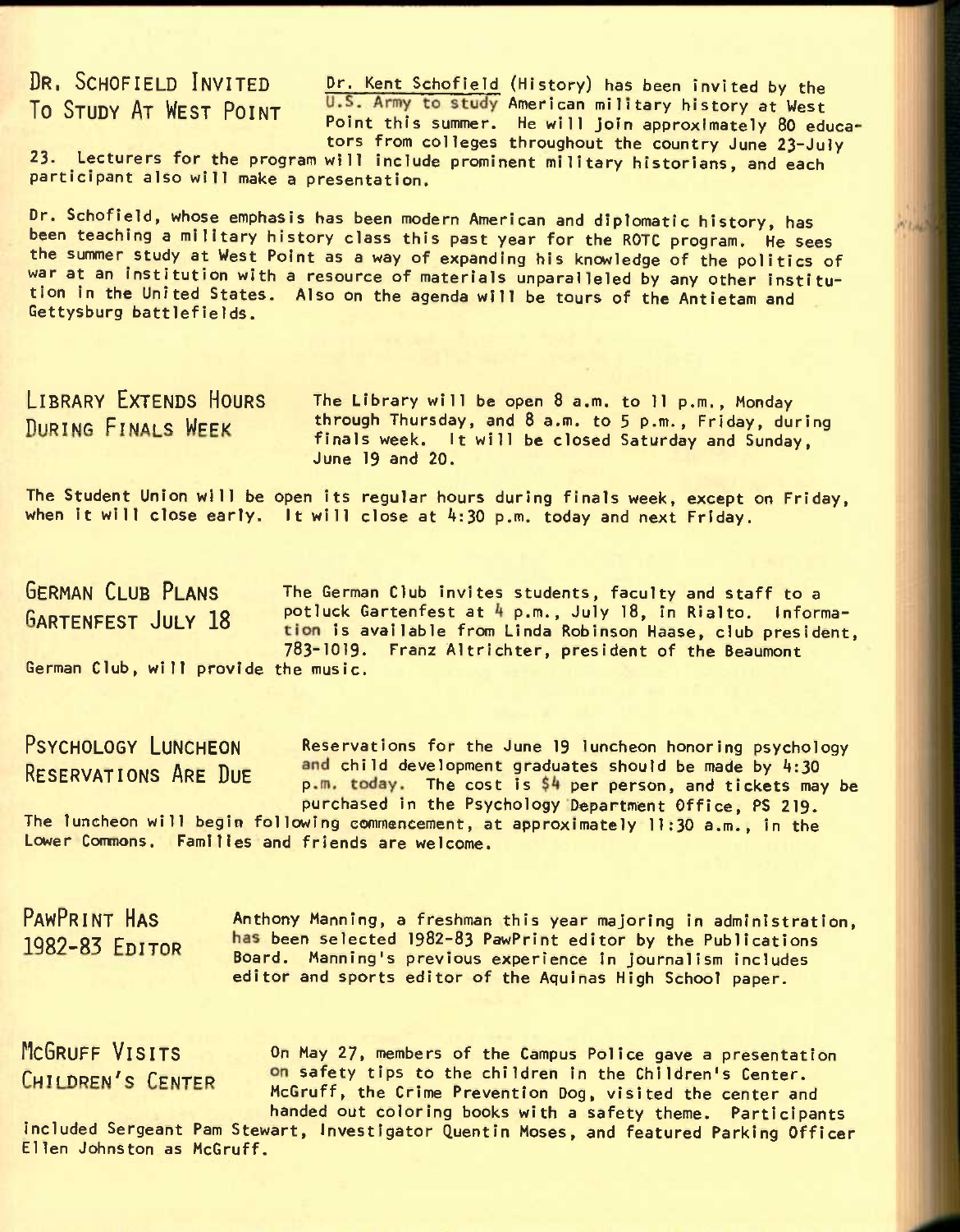## Dr. Schofield Invited To Study At West Point

Dr. Kent Schofield (History) has been invited by the U.S. Army to study American military history at West Point this summer. He will join approximately 80 educators from colleges throughout the country June 23-July 23. Lecturers for the program will include prominent military historians, and each participant also will make a presentation.

Dr. Schofield, whose emphasis has been modern American and diplomatic history, has been teaching a military history class this past year for the ROTC program. He sees the summer study at West Point as a way of expanding his knowledge of the politics of war at an institution with a resource of materials unparalleled by any other institution in the United States. Also on the agenda will be tours of the Antietam and Gettysburg battlefields.

## Library Extends Hours During Finals Week

The Library will be open 8 a.m. to 11 p.m., Monday through Thursday, and 8 a.m. to 5 p.m., Friday, during finals week. It will be closed Saturday and Sunday, June 19 and 20.

The Student Union will be open its regular hours during finals week, except on Friday, when it will close early. It will close at 4:30 p.m. today and next Friday.

## German Club Plans Gartenfest July 18

The German Club invites students, faculty and staff to a potluck Gartenfest at 4 p.m., July 18, in Rialto. Information is available from Linda Robinson Haase, club president, 783-1019. Franz Altrichter, president of the Beaumont German Club, will provide the music.

## Psychology Luncheon Reservations Are Due

Reservations for the June 19 luncheon honoring psychology and child development graduates should be made by 4:30 p.m. today. The cost is $4 per person, and tickets may be purchased in the Psychology Department Office, PS 219. The luncheon will begin following commencement, at approximately 11:30 a.m., in the Lower Commons. Families and friends are welcome.

## PawPrint Has 1982-83 Editor

Anthony Manning, a freshman this year majoring in administration, has been selected 1982-83 PawPrint editor by the Publications Board. Manning's previous experience in journalism includes editor and sports editor of the Aquinas High School paper.

## McGruff Visits Children's Center

On May 27, members of the Campus Police gave a presentation on safety tips to the children in the Children's Center. McGruff, the Crime Prevention Dog, visited the center and handed out coloring books with a safety theme. Participants included Sergeant Pam Stewart, Investigator Quentin Moses, and featured Parking Officer Ellen Johnston as McGruff.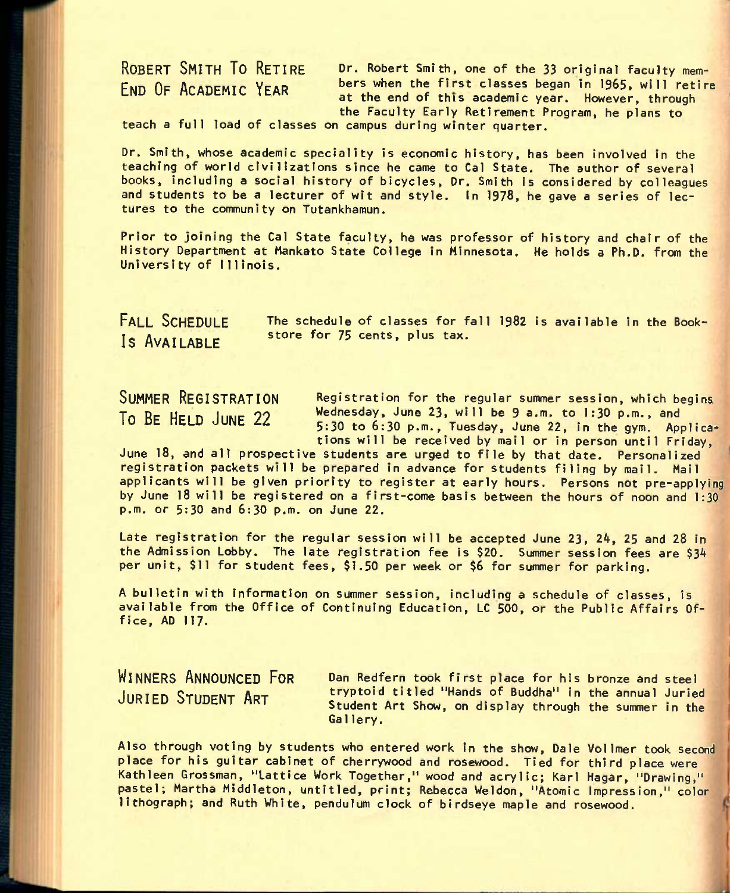## Robert Smith To Retire End Of Academic Year

Dr. Robert Smith, one of the 33 original faculty members when the first classes began in 1965, will retire at the end of this academic year. However, through the Faculty Early Retirement Program, he plans to teach a full load of classes on campus during winter quarter.

Dr. Smith, whose academic speciality is economic history, has been involved in the teaching of world civilizations since he came to Cal State. The author of several books, including a social history of bicycles, Dr. Smith is considered by colleagues and students to be a lecturer of wit and style. In 1978, he gave a series of lectures to the community on Tutankhamun.

Prior to joining the Cal State faculty, he was professor of history and chair of the History Department at Mankato State College in Minnesota. He holds a Ph.D. from the University of Illinois.

## Fall Schedule Is Available

The schedule of classes for fall 1982 is available in the Bookstore for 75 cents, plus tax.

## Summer Registration To Be Held June 22

Registration for the regular summer session, which begins Wednesday, June 23, will be 9 a.m. to 1:30 p.m., and 5:30 to 6:30 p.m., Tuesday, June 22, in the gym. Applications will be received by mail or in person until Friday, June 18, and all prospective students are urged to file by that date. Personalized registration packets will be prepared in advance for students filing by mail. Mail applicants will be given priority to register at early hours. Persons not pre-applying by June 18 will be registered on a first-come basis between the hours of noon and 1:30 p.m. or 5:30 and 6:30 p.m. on June 22.

Late registration for the regular session will be accepted June 23, 24, 25 and 28 in the Admission Lobby. The late registration fee is $20. Summer session fees are $34 per unit, $11 for student fees, $1.50 per week or $6 for summer for parking.

A bulletin with information on summer session, including a schedule of classes, is available from the Office of Continuing Education, LC 500, or the Public Affairs Office, AD 117.

## Winners Announced For Juried Student Art

Dan Redfern took first place for his bronze and steel tryptoid titled "Hands of Buddha" in the annual Juried Student Art Show, on display through the summer in the Gallery.

Also through voting by students who entered work in the show, Dale Vollmer took second place for his guitar cabinet of cherrywood and rosewood. Tied for third place were Kathleen Grossman, "Lattice Work Together," wood and acrylic; Karl Hagar, "Drawing," pastel; Martha Middleton, untitled, print; Rebecca Weldon, "Atomic Impression," color lithograph; and Ruth White, pendulum clock of birdseye maple and rosewood.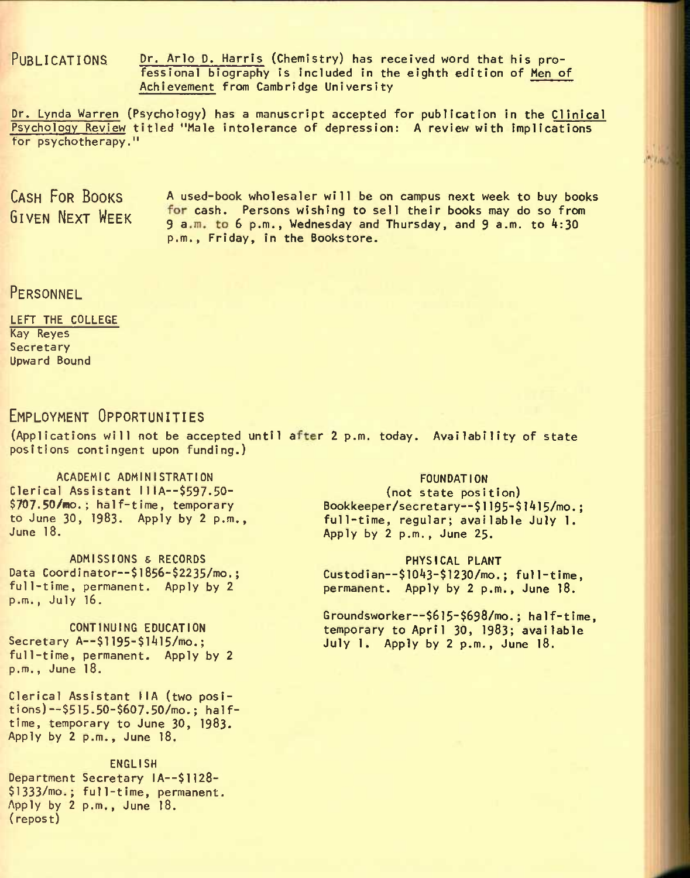## PUBLICATIONS

Dr. Arlo D. Harris (Chemistry) has received word that his professional biography is included in the eighth edition of Men of Achievement from Cambridge University

Dr. Lynda Warren (Psychology) has a manuscript accepted for publication in the Clinical Psychology Review titled "Male intolerance of depression: A review with implications for psychotherapy."

## CASH FOR BOOKS GIVEN NEXT WEEK

A used-book wholesaler will be on campus next week to buy books for cash. Persons wishing to sell their books may do so from 9 a.m. to 6 p.m., Wednesday and Thursday, and 9 a.m. to 4:30 p.m., Friday, in the Bookstore.

## PERSONNEL

LEFT THE COLLEGE
Kay Reyes
Secretary
Upward Bound

## EMPLOYMENT OPPORTUNITIES

(Applications will not be accepted until after 2 p.m. today. Availability of state positions contingent upon funding.)

ACADEMIC ADMINISTRATION
Clerical Assistant IIIA--$597.50-$707.50/mo.; half-time, temporary to June 30, 1983. Apply by 2 p.m., June 18.

ADMISSIONS & RECORDS
Data Coordinator--$1856-$2235/mo.; full-time, permanent. Apply by 2 p.m., July 16.

CONTINUING EDUCATION
Secretary A--$1195-$1415/mo.; full-time, permanent. Apply by 2 p.m., June 18.

Clerical Assistant IIA (two positions)--$515.50-$607.50/mo.; half-time, temporary to June 30, 1983. Apply by 2 p.m., June 18.

ENGLISH
Department Secretary IA--$1128-$1333/mo.; full-time, permanent. Apply by 2 p.m., June 18. (repost)

FOUNDATION
(not state position)
Bookkeeper/secretary--$1195-$1415/mo.; full-time, regular; available July 1. Apply by 2 p.m., June 25.

PHYSICAL PLANT
Custodian--$1043-$1230/mo.; full-time, permanent. Apply by 2 p.m., June 18.

Groundsworker--$615-$698/mo.; half-time, temporary to April 30, 1983; available July 1. Apply by 2 p.m., June 18.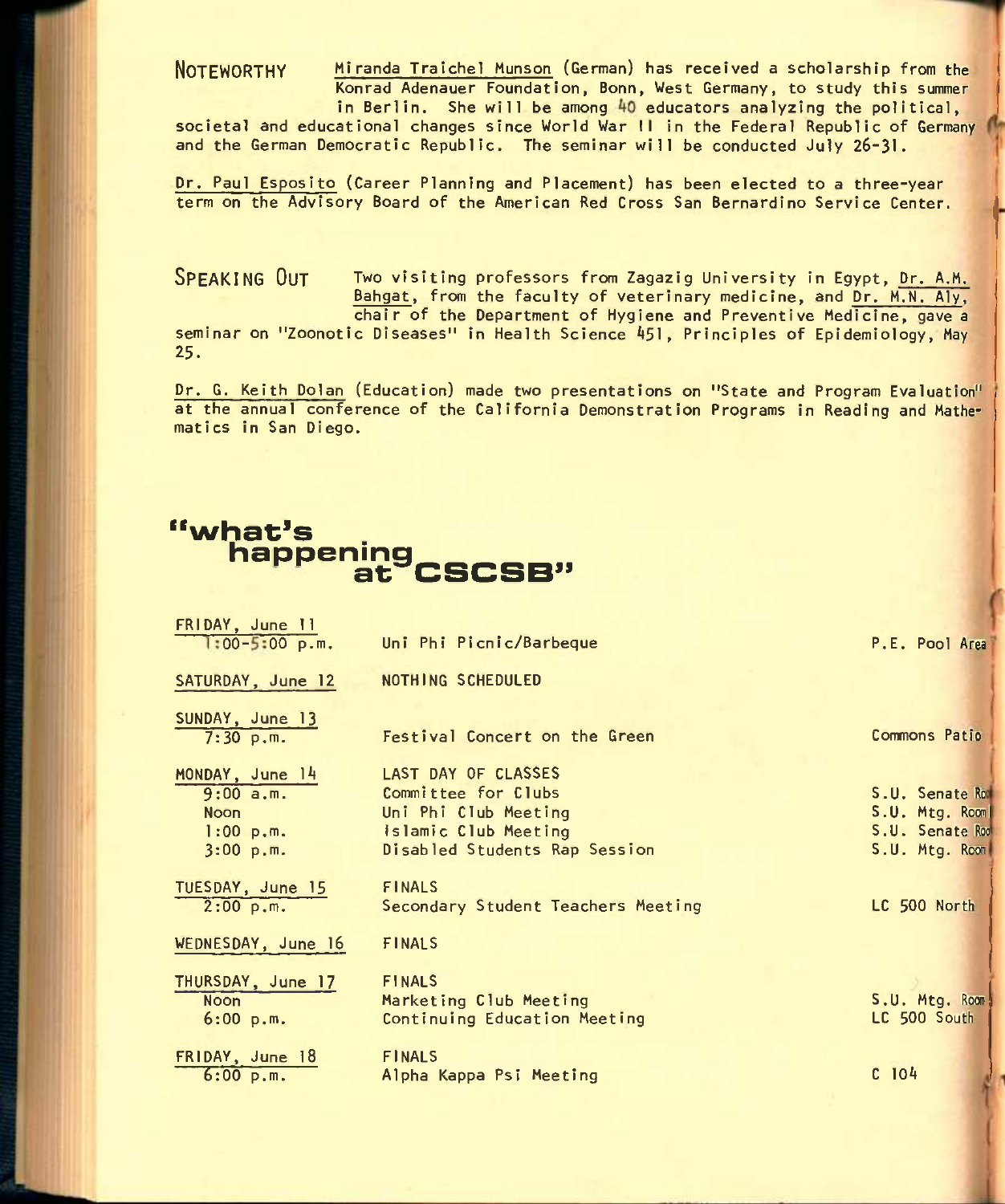**NOTEWORTHY** Miranda Traichel Munson (German) has received a scholarship from the Konrad Adenauer Foundation, Bonn, West Germany, to study this summer in Berlin. She will be among 40 educators analyzing the political, societal and educational changes since World War II in the Federal Republic of Germany and the German Democratic Republic. The seminar will be conducted July 26-31.

Dr. Paul Esposito (Career Planning and Placement) has been elected to a three-year term on the Advisory Board of the American Red Cross San Bernardino Service Center.

**SPEAKING OUT** Two visiting professors from Zagazig University in Egypt, Dr. A.M. Bahgat, from the faculty of veterinary medicine, and Dr. M.N. Aly, chair of the Department of Hygiene and Preventive Medicine, gave a seminar on "Zoonotic Diseases" in Health Science 451, Principles of Epidemiology, May 25.

Dr. G. Keith Dolan (Education) made two presentations on "State and Program Evaluation" at the annual conference of the California Demonstration Programs in Reading and Mathematics in San Diego.

# "what's happening at CSCSB"

| | | |
|---|---|---|
| FRIDAY, June 11 | | |
| 1:00-5:00 p.m. | Uni Phi Picnic/Barbeque | P.E. Pool Area |
| SATURDAY, June 12 | NOTHING SCHEDULED | |
| SUNDAY, June 13 | | |
| 7:30 p.m. | Festival Concert on the Green | Commons Patio |
| MONDAY, June 14 | LAST DAY OF CLASSES | |
| 9:00 a.m. | Committee for Clubs | S.U. Senate Room |
| Noon | Uni Phi Club Meeting | S.U. Mtg. Room |
| 1:00 p.m. | Islamic Club Meeting | S.U. Senate Room |
| 3:00 p.m. | Disabled Students Rap Session | S.U. Mtg. Room |
| TUESDAY, June 15 | FINALS | |
| 2:00 p.m. | Secondary Student Teachers Meeting | LC 500 North |
| WEDNESDAY, June 16 | FINALS | |
| THURSDAY, June 17 | FINALS | |
| Noon | Marketing Club Meeting | S.U. Mtg. Room |
| 6:00 p.m. | Continuing Education Meeting | LC 500 South |
| FRIDAY, June 18 | FINALS | |
| 6:00 p.m. | Alpha Kappa Psi Meeting | C 104 |